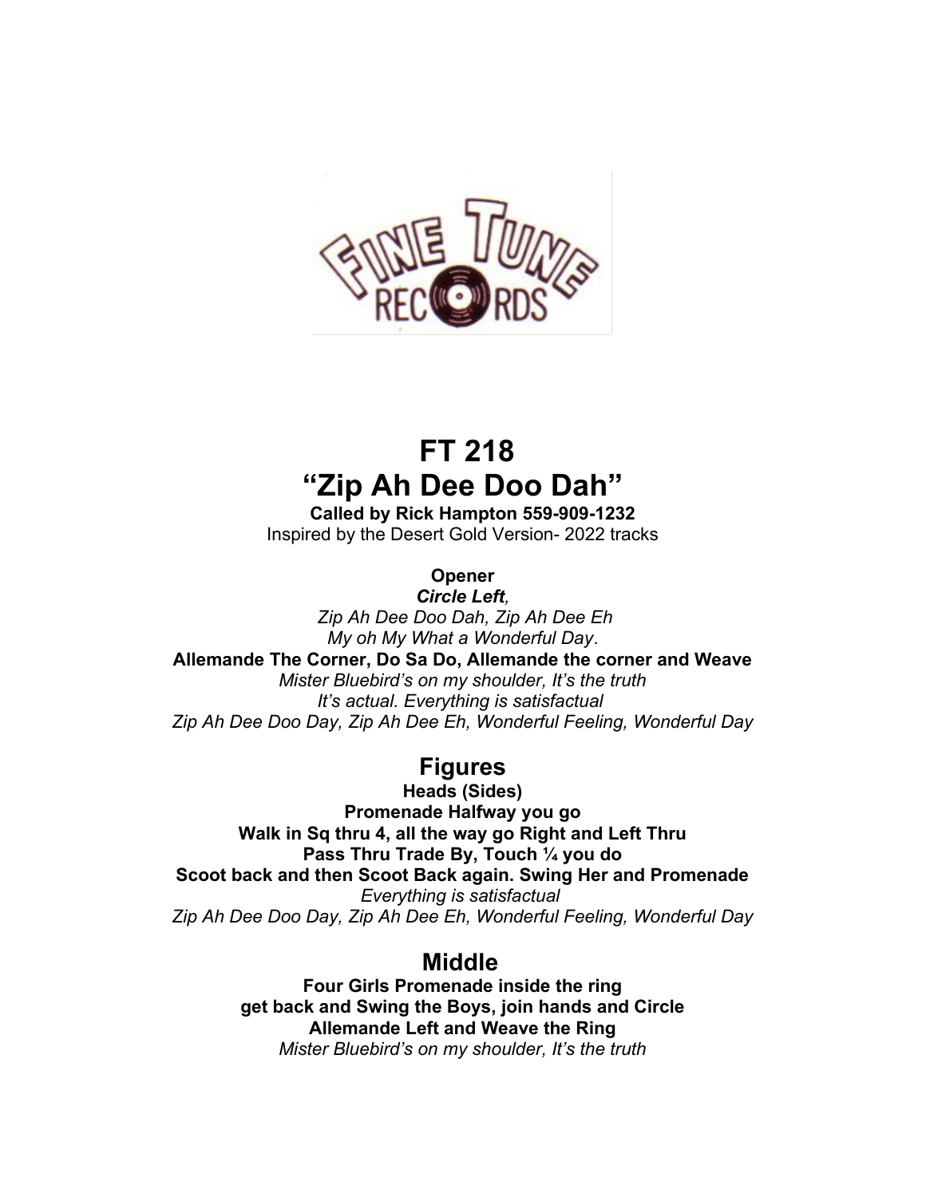# FT 218
# "Zip Ah Dee Doo Dah"

**Called by Rick Hampton 559-909-1232**
Inspired by the Desert Gold Version- 2022 tracks

**Opener**
***Circle Left**,*
*Zip Ah Dee Doo Dah, Zip Ah Dee Eh*
*My oh My What a Wonderful Day*.
**Allemande The Corner, Do Sa Do, Allemande the corner and Weave**
*Mister Bluebird's on my shoulder, It's the truth*
*It's actual. Everything is satisfactual*
*Zip Ah Dee Doo Day, Zip Ah Dee Eh, Wonderful Feeling, Wonderful Day*

## Figures

**Heads (Sides)**
**Promenade Halfway you go**
**Walk in Sq thru 4, all the way go Right and Left Thru**
**Pass Thru Trade By, Touch ¼ you do**
**Scoot back and then Scoot Back again. Swing Her and Promenade**
*Everything is satisfactual*
*Zip Ah Dee Doo Day, Zip Ah Dee Eh, Wonderful Feeling, Wonderful Day*

## Middle

**Four Girls Promenade inside the ring**
**get back and Swing the Boys, join hands and Circle**
**Allemande Left and Weave the Ring**
*Mister Bluebird's on my shoulder, It's the truth*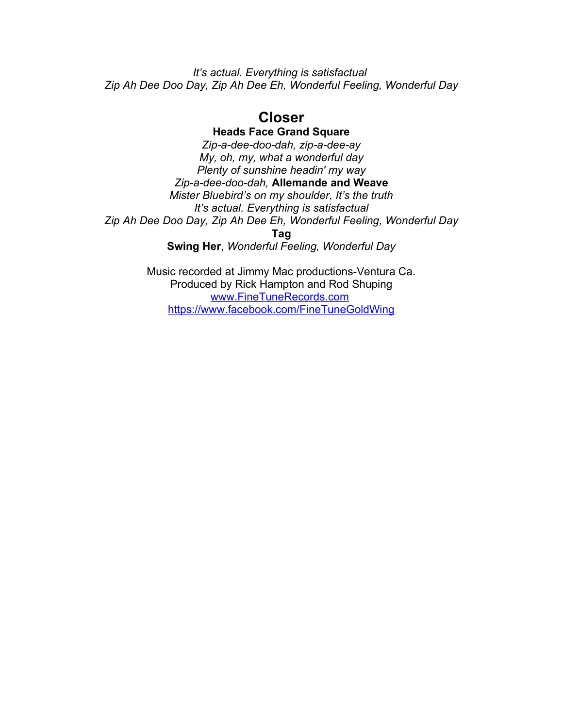*It's actual. Everything is satisfactual*
*Zip Ah Dee Doo Day, Zip Ah Dee Eh, Wonderful Feeling, Wonderful Day*

## Closer

**Heads Face Grand Square**
*Zip-a-dee-doo-dah, zip-a-dee-ay*
*My, oh, my, what a wonderful day*
*Plenty of sunshine headin' my way*
*Zip-a-dee-doo-dah,* **Allemande and Weave**
*Mister Bluebird's on my shoulder, It's the truth*
*It's actual. Everything is satisfactual*
*Zip Ah Dee Doo Day, Zip Ah Dee Eh, Wonderful Feeling, Wonderful Day*
**Tag**
**Swing Her**, *Wonderful Feeling, Wonderful Day*

Music recorded at Jimmy Mac productions-Ventura Ca.
Produced by Rick Hampton and Rod Shuping
[www.FineTuneRecords.com](http://www.FineTuneRecords.com)
[https://www.facebook.com/FineTuneGoldWing](https://www.facebook.com/FineTuneGoldWing)